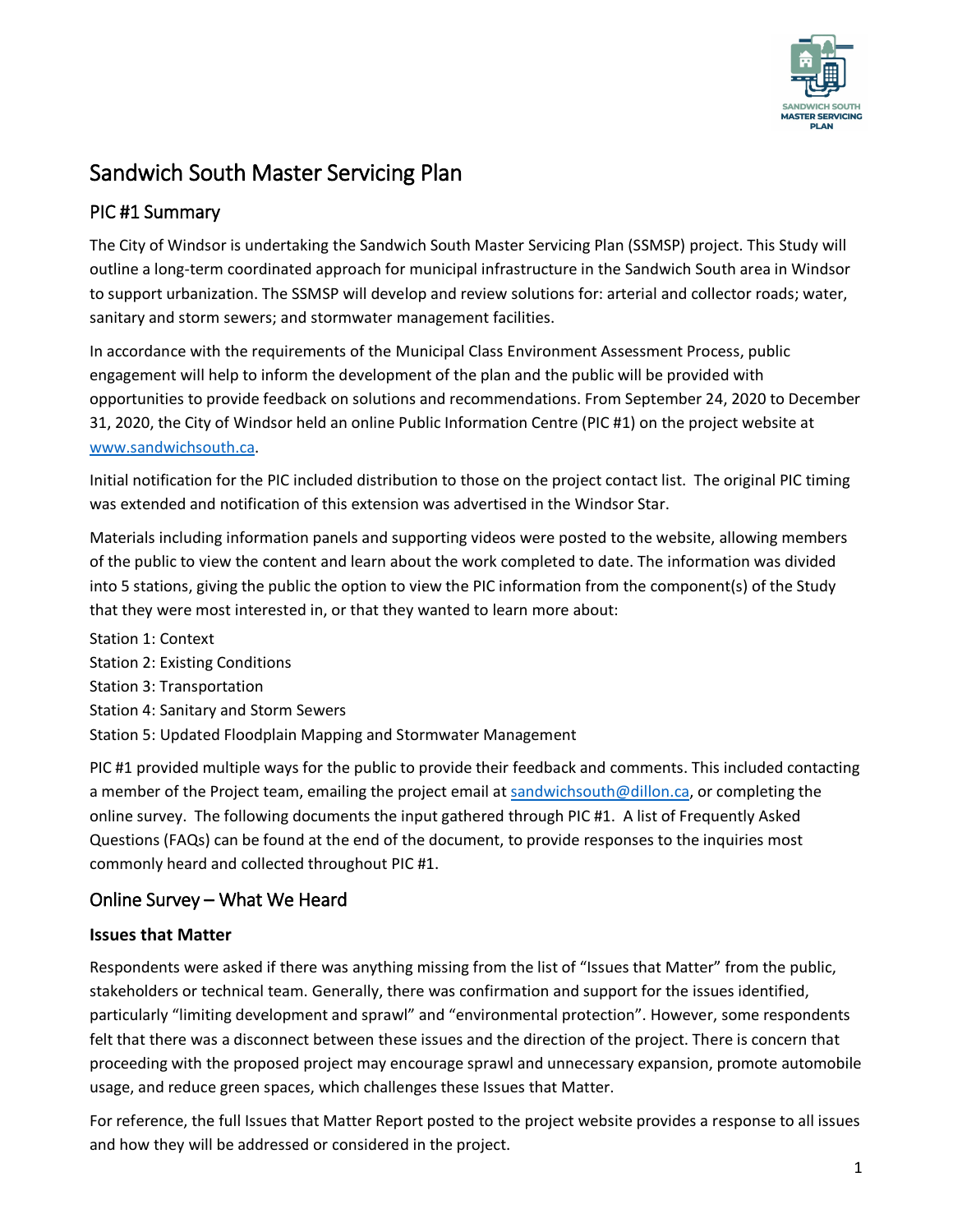# Sandwich South Master Servicing Plan

## PIC #1 Summary

The City of Windsor is undertaking the Sandwich South Master Servicing Plan (SSMSP) project. This Study will outline a long-term coordinated approach for municipal infrastructure in the Sandwich South area in Windsor to support urbanization. The SSMSP will develop and review solutions for: arterial and collector roads; water, sanitary and storm sewers; and stormwater management facilities.

In accordance with the requirements of the Municipal Class Environment Assessment Process, public engagement will help to inform the development of the plan and the public will be provided with opportunities to provide feedback on solutions and recommendations. From September 24, 2020 to December 31, 2020, the City of Windsor held an online Public Information Centre (PIC #1) on the project website at [www.sandwichsouth.ca](www.sandwichsouth.ca).

Initial notification for the PIC included distribution to those on the project contact list. The original PIC timing was extended and notification of this extension was advertised in the Windsor Star.

Materials including information panels and supporting videos were posted to the website, allowing members of the public to view the content and learn about the work completed to date. The information was divided into 5 stations, giving the public the option to view the PIC information from the component(s) of the Study that they were most interested in, or that they wanted to learn more about:

Station 1: Context
Station 2: Existing Conditions
Station 3: Transportation
Station 4: Sanitary and Storm Sewers
Station 5: Updated Floodplain Mapping and Stormwater Management

PIC #1 provided multiple ways for the public to provide their feedback and comments. This included contacting a member of the Project team, emailing the project email at [sandwichsouth@dillon.ca](mailto:sandwichsouth@dillon.ca), or completing the online survey. The following documents the input gathered through PIC #1. A list of Frequently Asked Questions (FAQs) can be found at the end of the document, to provide responses to the inquiries most commonly heard and collected throughout PIC #1.

## Online Survey – What We Heard

### Issues that Matter

Respondents were asked if there was anything missing from the list of "Issues that Matter" from the public, stakeholders or technical team. Generally, there was confirmation and support for the issues identified, particularly "limiting development and sprawl" and "environmental protection". However, some respondents felt that there was a disconnect between these issues and the direction of the project. There is concern that proceeding with the proposed project may encourage sprawl and unnecessary expansion, promote automobile usage, and reduce green spaces, which challenges these Issues that Matter.

For reference, the full Issues that Matter Report posted to the project website provides a response to all issues and how they will be addressed or considered in the project.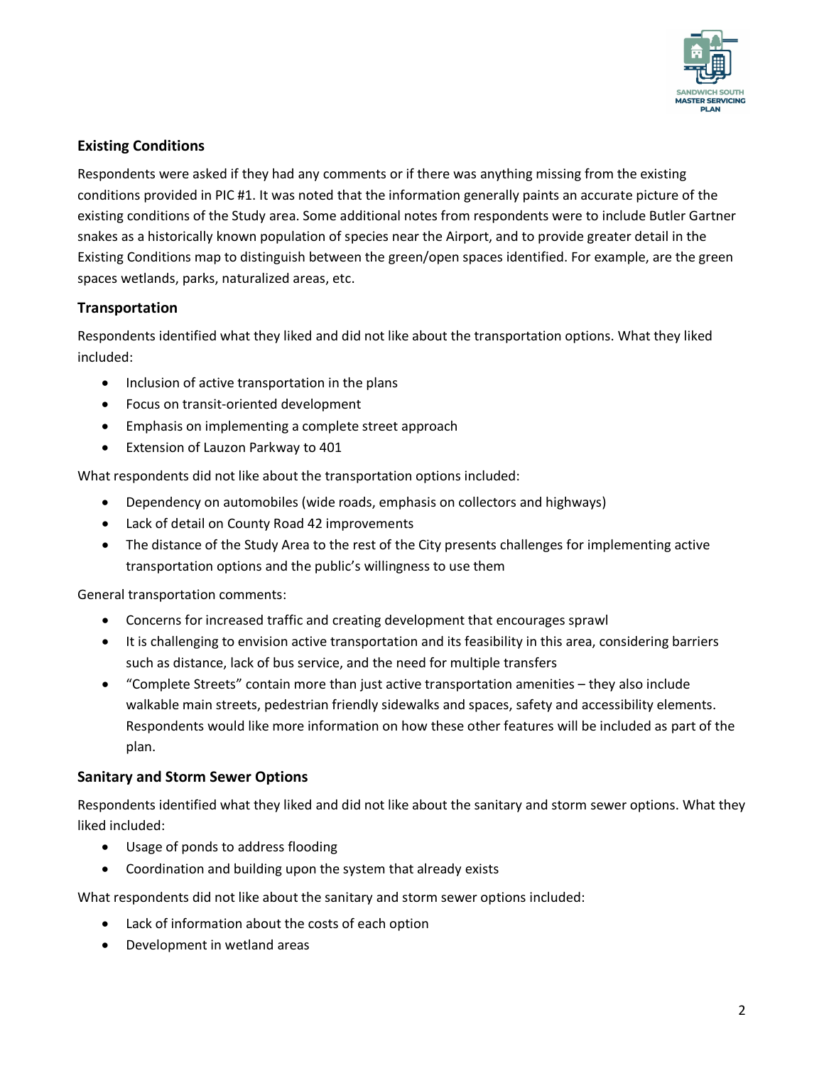### Existing Conditions

Respondents were asked if they had any comments or if there was anything missing from the existing conditions provided in PIC #1. It was noted that the information generally paints an accurate picture of the existing conditions of the Study area. Some additional notes from respondents were to include Butler Gartner snakes as a historically known population of species near the Airport, and to provide greater detail in the Existing Conditions map to distinguish between the green/open spaces identified. For example, are the green spaces wetlands, parks, naturalized areas, etc.

### Transportation

Respondents identified what they liked and did not like about the transportation options. What they liked included:

- Inclusion of active transportation in the plans
- Focus on transit-oriented development
- Emphasis on implementing a complete street approach
- Extension of Lauzon Parkway to 401

What respondents did not like about the transportation options included:

- Dependency on automobiles (wide roads, emphasis on collectors and highways)
- Lack of detail on County Road 42 improvements
- The distance of the Study Area to the rest of the City presents challenges for implementing active transportation options and the public's willingness to use them

General transportation comments:

- Concerns for increased traffic and creating development that encourages sprawl
- It is challenging to envision active transportation and its feasibility in this area, considering barriers such as distance, lack of bus service, and the need for multiple transfers
- "Complete Streets" contain more than just active transportation amenities – they also include walkable main streets, pedestrian friendly sidewalks and spaces, safety and accessibility elements. Respondents would like more information on how these other features will be included as part of the plan.

### Sanitary and Storm Sewer Options

Respondents identified what they liked and did not like about the sanitary and storm sewer options. What they liked included:

- Usage of ponds to address flooding
- Coordination and building upon the system that already exists

What respondents did not like about the sanitary and storm sewer options included:

- Lack of information about the costs of each option
- Development in wetland areas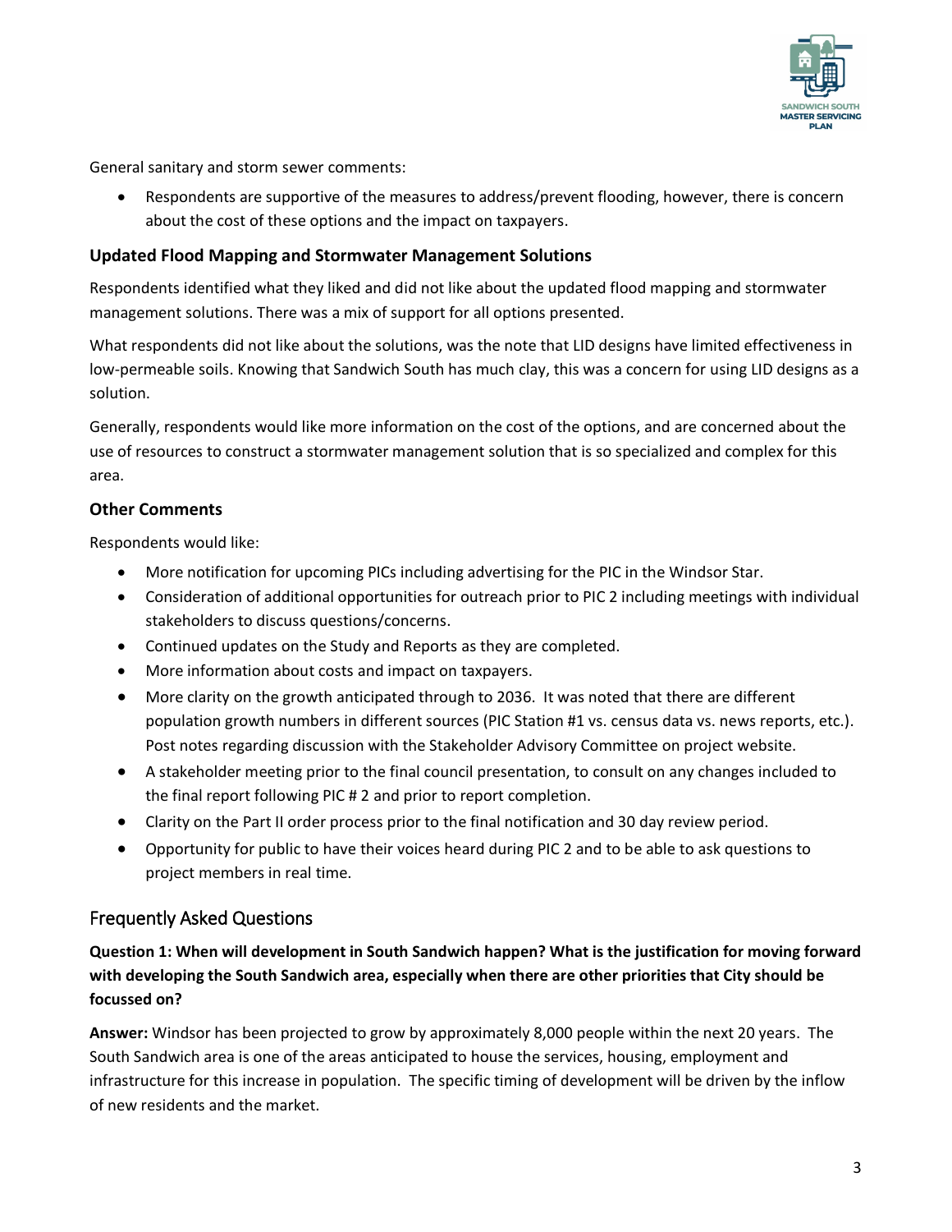General sanitary and storm sewer comments:

- Respondents are supportive of the measures to address/prevent flooding, however, there is concern about the cost of these options and the impact on taxpayers.

### Updated Flood Mapping and Stormwater Management Solutions

Respondents identified what they liked and did not like about the updated flood mapping and stormwater management solutions. There was a mix of support for all options presented.

What respondents did not like about the solutions, was the note that LID designs have limited effectiveness in low-permeable soils. Knowing that Sandwich South has much clay, this was a concern for using LID designs as a solution.

Generally, respondents would like more information on the cost of the options, and are concerned about the use of resources to construct a stormwater management solution that is so specialized and complex for this area.

### Other Comments

Respondents would like:

- More notification for upcoming PICs including advertising for the PIC in the Windsor Star.
- Consideration of additional opportunities for outreach prior to PIC 2 including meetings with individual stakeholders to discuss questions/concerns.
- Continued updates on the Study and Reports as they are completed.
- More information about costs and impact on taxpayers.
- More clarity on the growth anticipated through to 2036. It was noted that there are different population growth numbers in different sources (PIC Station #1 vs. census data vs. news reports, etc.). Post notes regarding discussion with the Stakeholder Advisory Committee on project website.
- A stakeholder meeting prior to the final council presentation, to consult on any changes included to the final report following PIC # 2 and prior to report completion.
- Clarity on the Part II order process prior to the final notification and 30 day review period.
- Opportunity for public to have their voices heard during PIC 2 and to be able to ask questions to project members in real time.

## Frequently Asked Questions

**Question 1: When will development in South Sandwich happen? What is the justification for moving forward with developing the South Sandwich area, especially when there are other priorities that City should be focussed on?**

**Answer:** Windsor has been projected to grow by approximately 8,000 people within the next 20 years. The South Sandwich area is one of the areas anticipated to house the services, housing, employment and infrastructure for this increase in population. The specific timing of development will be driven by the inflow of new residents and the market.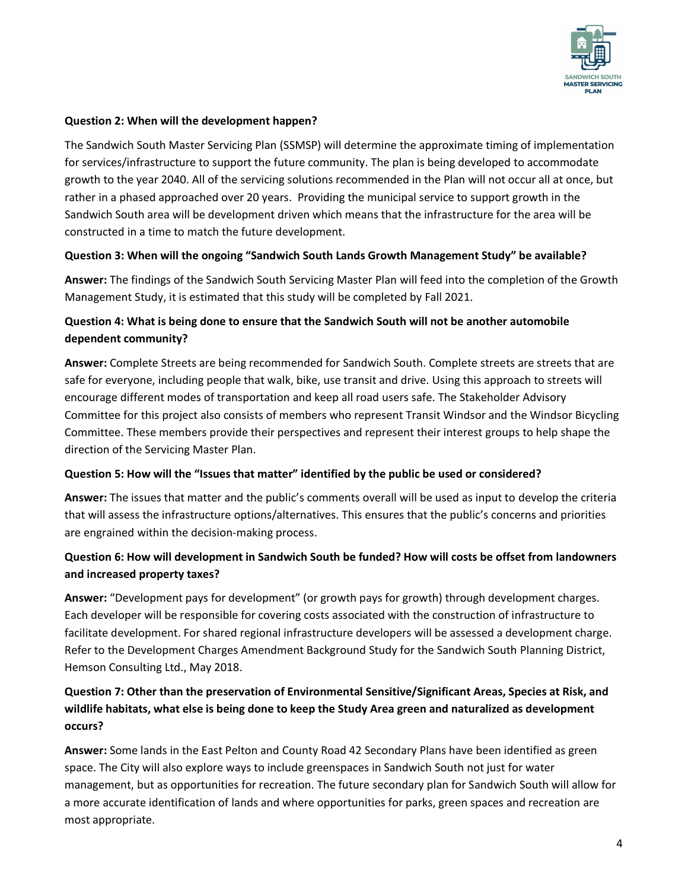**Question 2: When will the development happen?**

The Sandwich South Master Servicing Plan (SSMSP) will determine the approximate timing of implementation for services/infrastructure to support the future community. The plan is being developed to accommodate growth to the year 2040. All of the servicing solutions recommended in the Plan will not occur all at once, but rather in a phased approached over 20 years. Providing the municipal service to support growth in the Sandwich South area will be development driven which means that the infrastructure for the area will be constructed in a time to match the future development.

**Question 3: When will the ongoing "Sandwich South Lands Growth Management Study" be available?**

**Answer:** The findings of the Sandwich South Servicing Master Plan will feed into the completion of the Growth Management Study, it is estimated that this study will be completed by Fall 2021.

**Question 4: What is being done to ensure that the Sandwich South will not be another automobile dependent community?**

**Answer:** Complete Streets are being recommended for Sandwich South. Complete streets are streets that are safe for everyone, including people that walk, bike, use transit and drive. Using this approach to streets will encourage different modes of transportation and keep all road users safe. The Stakeholder Advisory Committee for this project also consists of members who represent Transit Windsor and the Windsor Bicycling Committee. These members provide their perspectives and represent their interest groups to help shape the direction of the Servicing Master Plan.

**Question 5: How will the "Issues that matter" identified by the public be used or considered?**

**Answer:** The issues that matter and the public's comments overall will be used as input to develop the criteria that will assess the infrastructure options/alternatives. This ensures that the public's concerns and priorities are engrained within the decision-making process.

**Question 6: How will development in Sandwich South be funded? How will costs be offset from landowners and increased property taxes?**

**Answer:** "Development pays for development" (or growth pays for growth) through development charges. Each developer will be responsible for covering costs associated with the construction of infrastructure to facilitate development. For shared regional infrastructure developers will be assessed a development charge. Refer to the Development Charges Amendment Background Study for the Sandwich South Planning District, Hemson Consulting Ltd., May 2018.

**Question 7: Other than the preservation of Environmental Sensitive/Significant Areas, Species at Risk, and wildlife habitats, what else is being done to keep the Study Area green and naturalized as development occurs?**

**Answer:** Some lands in the East Pelton and County Road 42 Secondary Plans have been identified as green space. The City will also explore ways to include greenspaces in Sandwich South not just for water management, but as opportunities for recreation. The future secondary plan for Sandwich South will allow for a more accurate identification of lands and where opportunities for parks, green spaces and recreation are most appropriate.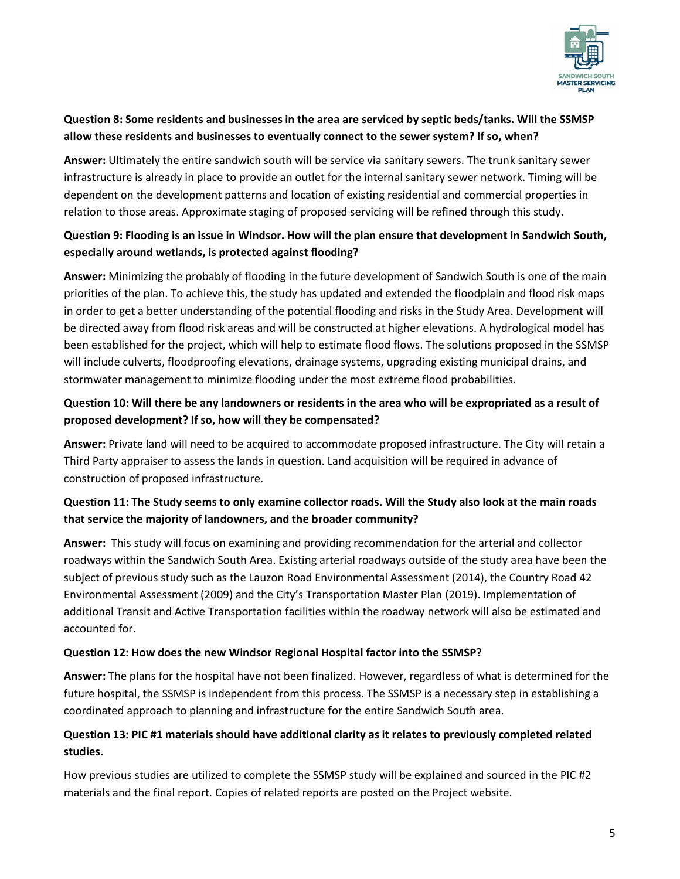**Question 8: Some residents and businesses in the area are serviced by septic beds/tanks. Will the SSMSP allow these residents and businesses to eventually connect to the sewer system? If so, when?**

**Answer:** Ultimately the entire sandwich south will be service via sanitary sewers. The trunk sanitary sewer infrastructure is already in place to provide an outlet for the internal sanitary sewer network. Timing will be dependent on the development patterns and location of existing residential and commercial properties in relation to those areas. Approximate staging of proposed servicing will be refined through this study.

**Question 9: Flooding is an issue in Windsor. How will the plan ensure that development in Sandwich South, especially around wetlands, is protected against flooding?**

**Answer:** Minimizing the probably of flooding in the future development of Sandwich South is one of the main priorities of the plan. To achieve this, the study has updated and extended the floodplain and flood risk maps in order to get a better understanding of the potential flooding and risks in the Study Area. Development will be directed away from flood risk areas and will be constructed at higher elevations. A hydrological model has been established for the project, which will help to estimate flood flows. The solutions proposed in the SSMSP will include culverts, floodproofing elevations, drainage systems, upgrading existing municipal drains, and stormwater management to minimize flooding under the most extreme flood probabilities.

**Question 10: Will there be any landowners or residents in the area who will be expropriated as a result of proposed development? If so, how will they be compensated?**

**Answer:** Private land will need to be acquired to accommodate proposed infrastructure. The City will retain a Third Party appraiser to assess the lands in question. Land acquisition will be required in advance of construction of proposed infrastructure.

**Question 11: The Study seems to only examine collector roads. Will the Study also look at the main roads that service the majority of landowners, and the broader community?**

**Answer:** This study will focus on examining and providing recommendation for the arterial and collector roadways within the Sandwich South Area. Existing arterial roadways outside of the study area have been the subject of previous study such as the Lauzon Road Environmental Assessment (2014), the Country Road 42 Environmental Assessment (2009) and the City's Transportation Master Plan (2019). Implementation of additional Transit and Active Transportation facilities within the roadway network will also be estimated and accounted for.

**Question 12: How does the new Windsor Regional Hospital factor into the SSMSP?**

**Answer:** The plans for the hospital have not been finalized. However, regardless of what is determined for the future hospital, the SSMSP is independent from this process. The SSMSP is a necessary step in establishing a coordinated approach to planning and infrastructure for the entire Sandwich South area.

**Question 13: PIC #1 materials should have additional clarity as it relates to previously completed related studies.**

How previous studies are utilized to complete the SSMSP study will be explained and sourced in the PIC #2 materials and the final report. Copies of related reports are posted on the Project website.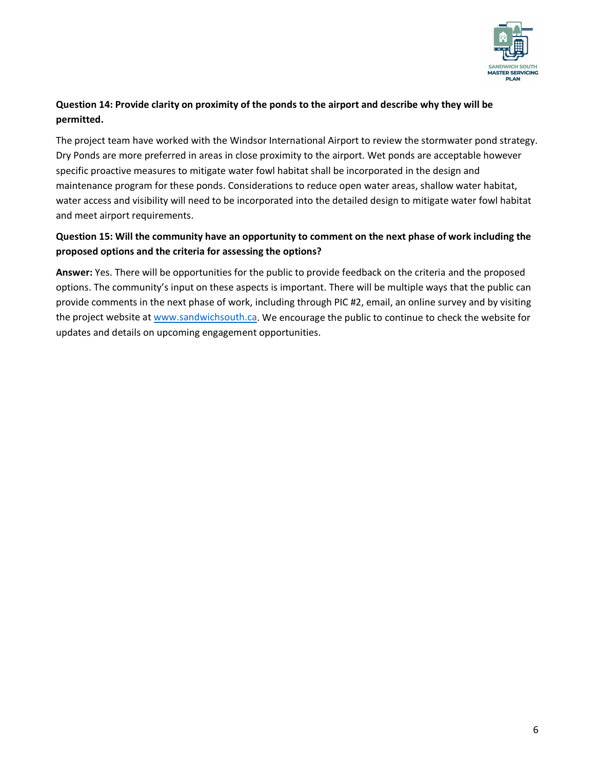**Question 14: Provide clarity on proximity of the ponds to the airport and describe why they will be permitted.**

The project team have worked with the Windsor International Airport to review the stormwater pond strategy. Dry Ponds are more preferred in areas in close proximity to the airport. Wet ponds are acceptable however specific proactive measures to mitigate water fowl habitat shall be incorporated in the design and maintenance program for these ponds. Considerations to reduce open water areas, shallow water habitat, water access and visibility will need to be incorporated into the detailed design to mitigate water fowl habitat and meet airport requirements.

**Question 15: Will the community have an opportunity to comment on the next phase of work including the proposed options and the criteria for assessing the options?**

**Answer:** Yes. There will be opportunities for the public to provide feedback on the criteria and the proposed options. The community's input on these aspects is important. There will be multiple ways that the public can provide comments in the next phase of work, including through PIC #2, email, an online survey and by visiting the project website at [www.sandwichsouth.ca](http://www.sandwichsouth.ca). We encourage the public to continue to check the website for updates and details on upcoming engagement opportunities.